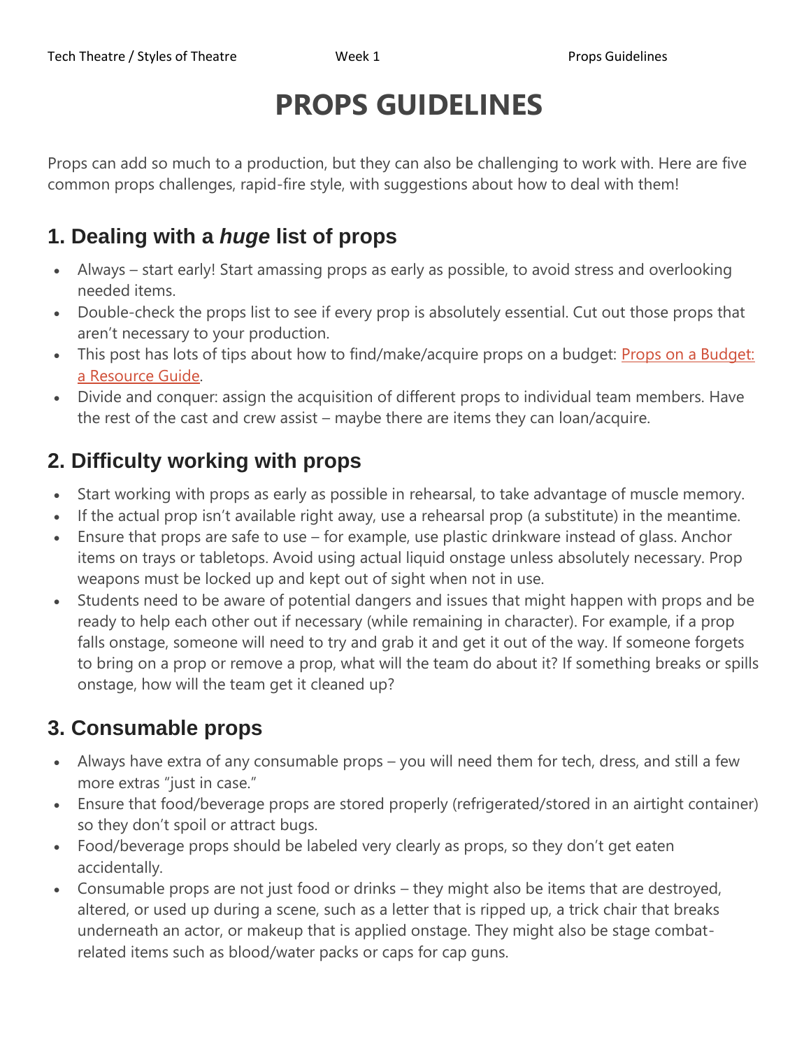# PROPS GUIDELINES

Props can add so much to a production, but they can also be challenging to work with. Here are five common props challenges, rapid-fire style, with suggestions about how to deal with them!

## 1. Dealing with a *huge* list of props

- Always – start early! Start amassing props as early as possible, to avoid stress and overlooking needed items.
- Double-check the props list to see if every prop is absolutely essential. Cut out those props that aren't necessary to your production.
- This post has lots of tips about how to find/make/acquire props on a budget: Props on a Budget: a Resource Guide.
- Divide and conquer: assign the acquisition of different props to individual team members. Have the rest of the cast and crew assist – maybe there are items they can loan/acquire.

## 2. Difficulty working with props

- Start working with props as early as possible in rehearsal, to take advantage of muscle memory.
- If the actual prop isn't available right away, use a rehearsal prop (a substitute) in the meantime.
- Ensure that props are safe to use – for example, use plastic drinkware instead of glass. Anchor items on trays or tabletops. Avoid using actual liquid onstage unless absolutely necessary. Prop weapons must be locked up and kept out of sight when not in use.
- Students need to be aware of potential dangers and issues that might happen with props and be ready to help each other out if necessary (while remaining in character). For example, if a prop falls onstage, someone will need to try and grab it and get it out of the way. If someone forgets to bring on a prop or remove a prop, what will the team do about it? If something breaks or spills onstage, how will the team get it cleaned up?

## 3. Consumable props

- Always have extra of any consumable props – you will need them for tech, dress, and still a few more extras "just in case."
- Ensure that food/beverage props are stored properly (refrigerated/stored in an airtight container) so they don't spoil or attract bugs.
- Food/beverage props should be labeled very clearly as props, so they don't get eaten accidentally.
- Consumable props are not just food or drinks – they might also be items that are destroyed, altered, or used up during a scene, such as a letter that is ripped up, a trick chair that breaks underneath an actor, or makeup that is applied onstage. They might also be stage combat-related items such as blood/water packs or caps for cap guns.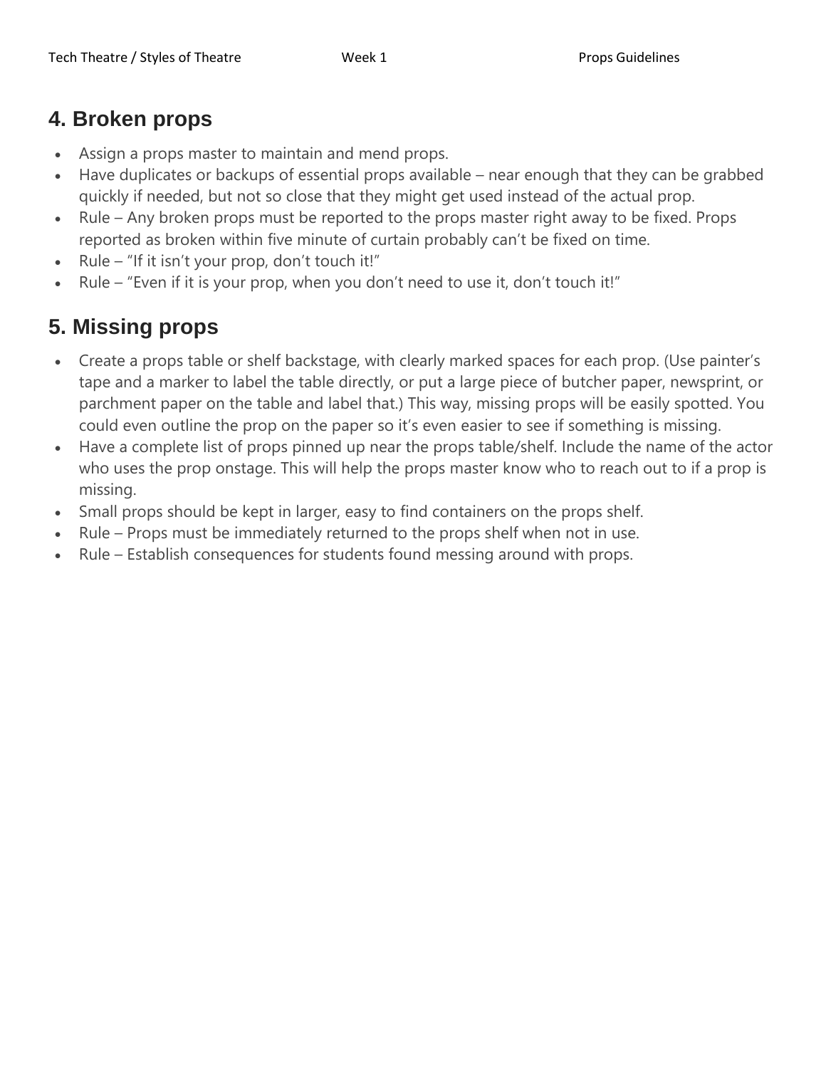## 4. Broken props

- Assign a props master to maintain and mend props.
- Have duplicates or backups of essential props available – near enough that they can be grabbed quickly if needed, but not so close that they might get used instead of the actual prop.
- Rule – Any broken props must be reported to the props master right away to be fixed. Props reported as broken within five minute of curtain probably can't be fixed on time.
- Rule – "If it isn't your prop, don't touch it!"
- Rule – "Even if it is your prop, when you don't need to use it, don't touch it!"

## 5. Missing props

- Create a props table or shelf backstage, with clearly marked spaces for each prop. (Use painter's tape and a marker to label the table directly, or put a large piece of butcher paper, newsprint, or parchment paper on the table and label that.) This way, missing props will be easily spotted. You could even outline the prop on the paper so it's even easier to see if something is missing.
- Have a complete list of props pinned up near the props table/shelf. Include the name of the actor who uses the prop onstage. This will help the props master know who to reach out to if a prop is missing.
- Small props should be kept in larger, easy to find containers on the props shelf.
- Rule – Props must be immediately returned to the props shelf when not in use.
- Rule – Establish consequences for students found messing around with props.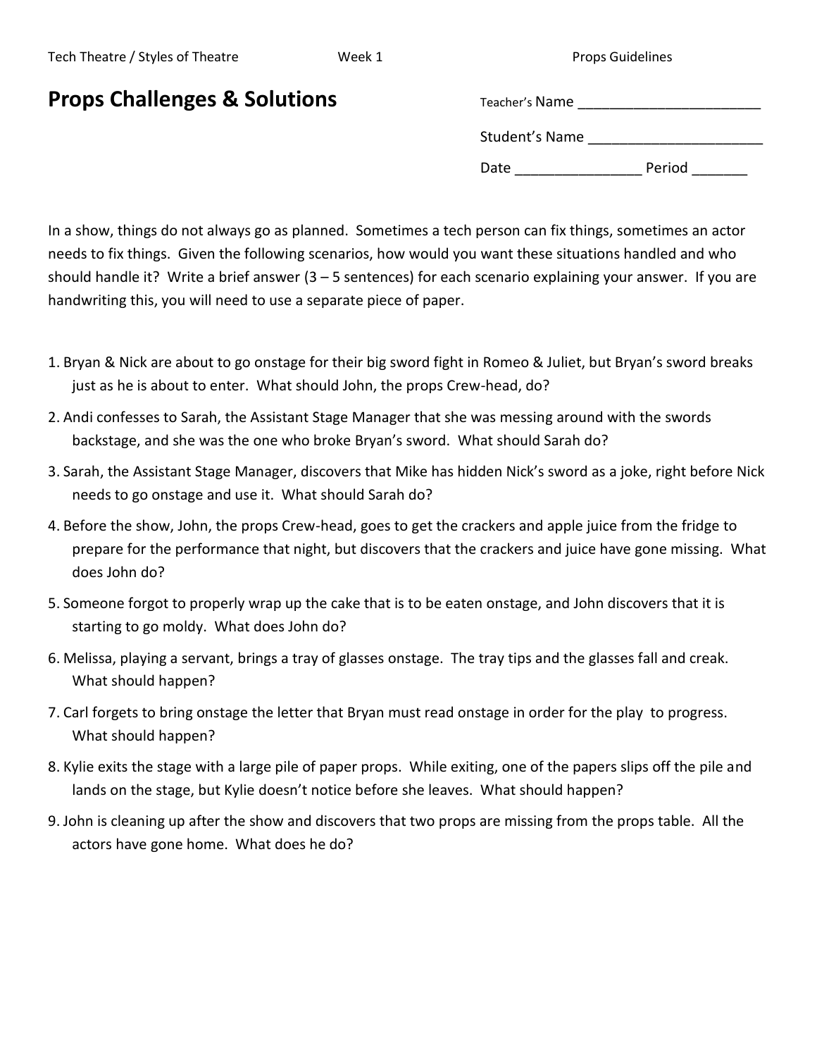Tech Theatre / Styles of Theatre Week 1 Props Guidelines

# Props Challenges & Solutions

Teacher's Name _______________________

Student's Name ______________________

Date _______________ Period _______

In a show, things do not always go as planned. Sometimes a tech person can fix things, sometimes an actor needs to fix things. Given the following scenarios, how would you want these situations handled and who should handle it? Write a brief answer (3 – 5 sentences) for each scenario explaining your answer. If you are handwriting this, you will need to use a separate piece of paper.

1. Bryan & Nick are about to go onstage for their big sword fight in Romeo & Juliet, but Bryan's sword breaks just as he is about to enter. What should John, the props Crew-head, do?
2. Andi confesses to Sarah, the Assistant Stage Manager that she was messing around with the swords backstage, and she was the one who broke Bryan's sword. What should Sarah do?
3. Sarah, the Assistant Stage Manager, discovers that Mike has hidden Nick's sword as a joke, right before Nick needs to go onstage and use it. What should Sarah do?
4. Before the show, John, the props Crew-head, goes to get the crackers and apple juice from the fridge to prepare for the performance that night, but discovers that the crackers and juice have gone missing. What does John do?
5. Someone forgot to properly wrap up the cake that is to be eaten onstage, and John discovers that it is starting to go moldy. What does John do?
6. Melissa, playing a servant, brings a tray of glasses onstage. The tray tips and the glasses fall and creak. What should happen?
7. Carl forgets to bring onstage the letter that Bryan must read onstage in order for the play to progress. What should happen?
8. Kylie exits the stage with a large pile of paper props. While exiting, one of the papers slips off the pile and lands on the stage, but Kylie doesn't notice before she leaves. What should happen?
9. John is cleaning up after the show and discovers that two props are missing from the props table. All the actors have gone home. What does he do?